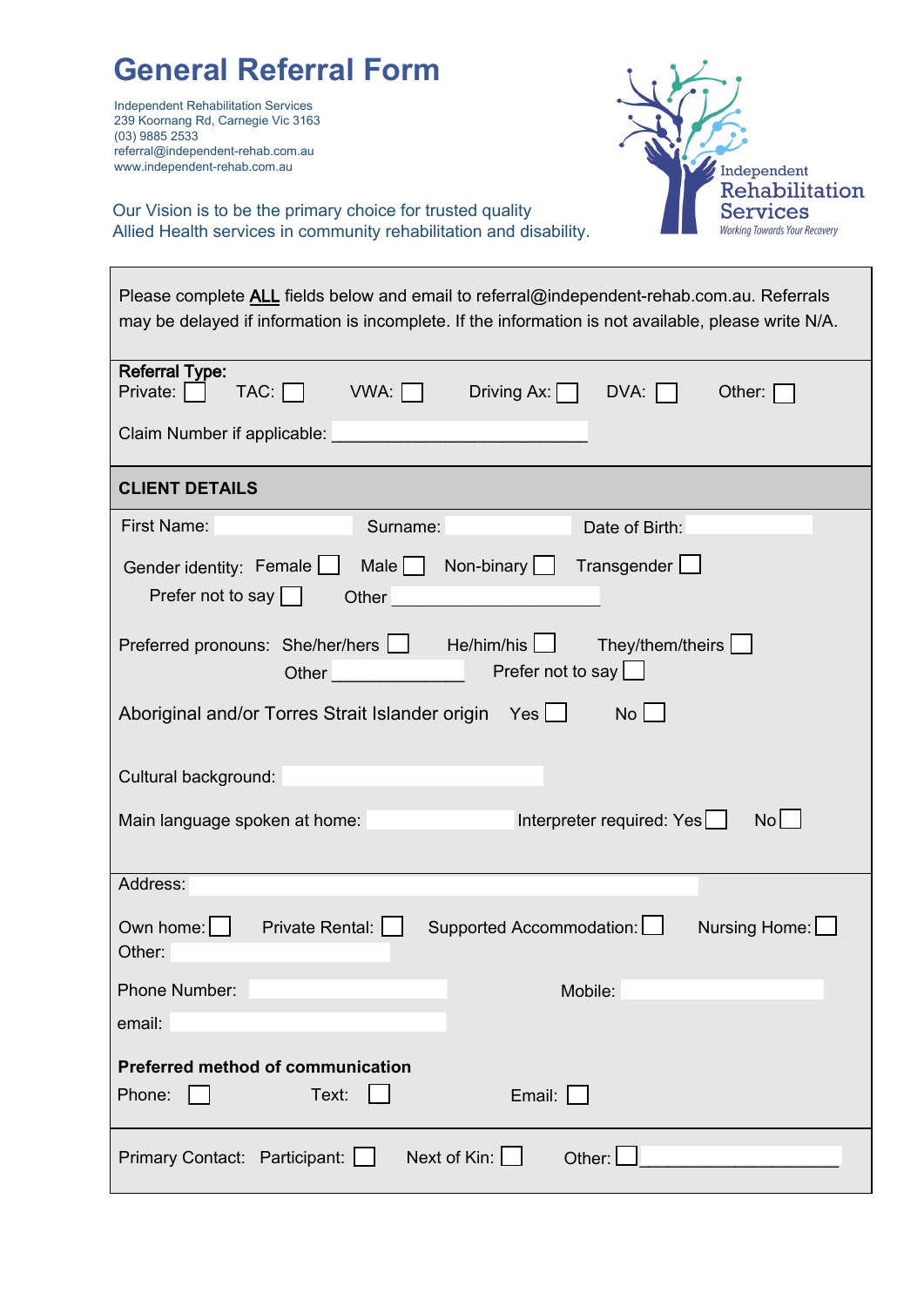# General Referral Form

Independent Rehabilitation Services
239 Koornang Rd, Carnegie Vic 3163
(03) 9885 2533
referral@independent-rehab.com.au
www.independent-rehab.com.au

Our Vision is to be the primary choice for trusted quality Allied Health services in community rehabilitation and disability.

Independent Rehabilitation Services
*Working Towards Your Recovery*

Please complete **ALL** fields below and email to referral@independent-rehab.com.au. Referrals may be delayed if information is incomplete. If the information is not available, please write N/A.

**Referral Type:**
Private: ☐ TAC: ☐ VWA: ☐ Driving Ax: ☐ DVA: ☐ Other: ☐

Claim Number if applicable: ___________________________

## CLIENT DETAILS

First Name: ________ Surname: ________ Date of Birth: ________

Gender identity: Female ☐ Male ☐ Non-binary ☐ Transgender ☐
Prefer not to say ☐ Other ______________________

Preferred pronouns: She/her/hers ☐ He/him/his ☐ They/them/theirs ☐
Other ______________ Prefer not to say ☐

Aboriginal and/or Torres Strait Islander origin Yes ☐ No ☐

Cultural background: ________

Main language spoken at home: ________ Interpreter required: Yes ☐ No ☐

Address: ________

Own home: ☐ Private Rental: ☐ Supported Accommodation: ☐ Nursing Home: ☐
Other: ________

Phone Number: ________ Mobile: ________

email: ________

**Preferred method of communication**
Phone: ☐ Text: ☐ Email: ☐

Primary Contact: Participant: ☐ Next of Kin: ☐ Other: ☐ _____________________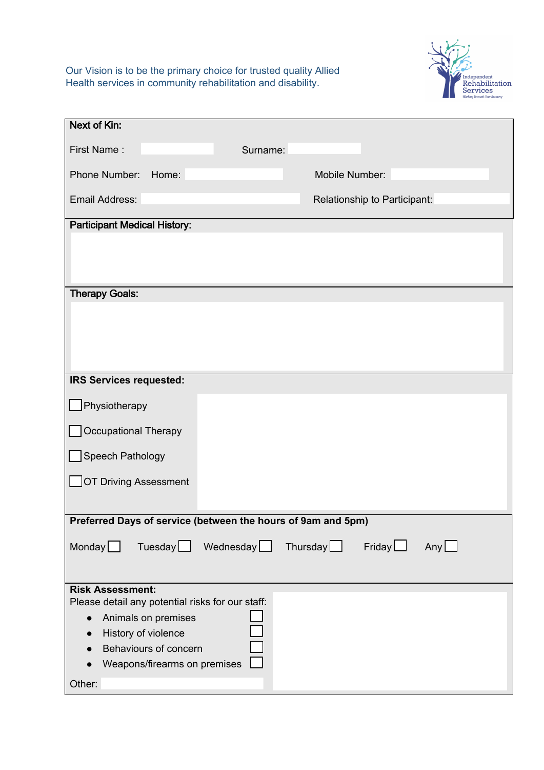Our Vision is to be the primary choice for trusted quality Allied Health services in community rehabilitation and disability.

**Next of Kin:**

First Name : ____ Surname: ____

Phone Number: Home: ____ Mobile Number: ____

Email Address: ____ Relationship to Participant: ____

**Participant Medical History:**

**Therapy Goals:**

**IRS Services requested:**

- ☐ Physiotherapy
- ☐ Occupational Therapy
- ☐ Speech Pathology
- ☐ OT Driving Assessment

**Preferred Days of service (between the hours of 9am and 5pm)**

Monday ☐ Tuesday ☐ Wednesday ☐ Thursday ☐ Friday ☐ Any ☐

**Risk Assessment:**

Please detail any potential risks for our staff:

- Animals on premises ☐
- History of violence ☐
- Behaviours of concern ☐
- Weapons/firearms on premises ☐

Other: ____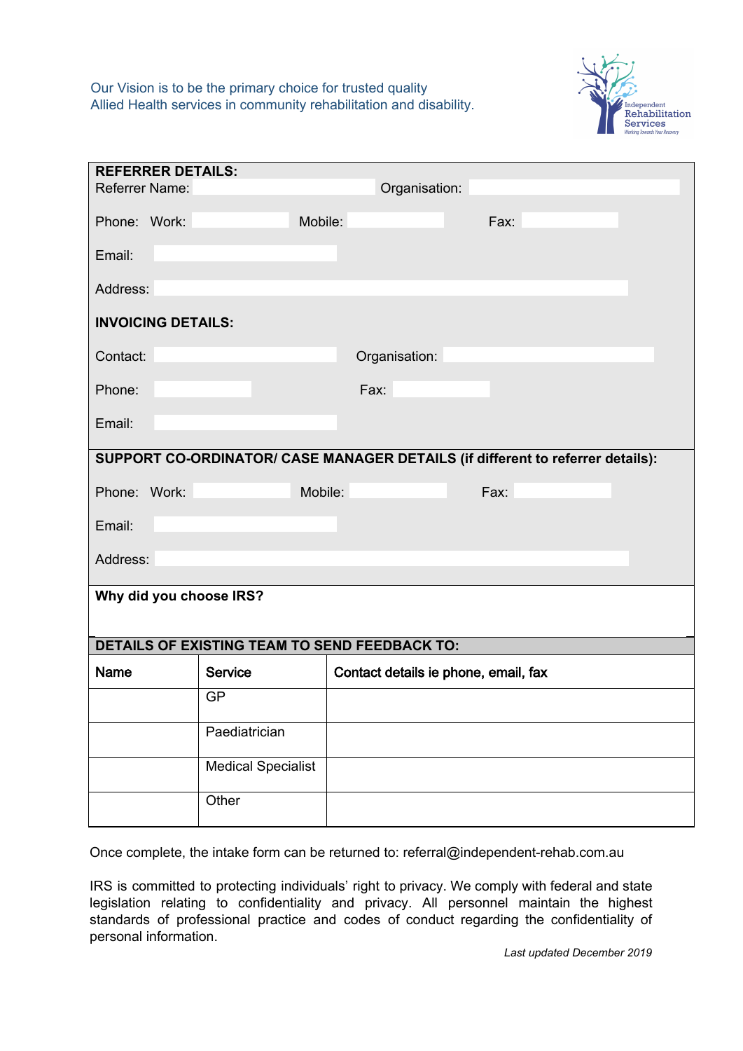Our Vision is to be the primary choice for trusted quality Allied Health services in community rehabilitation and disability.

Independent Rehabilitation Services
*Working Towards Your Recovery*

**REFERRER DETAILS:**

Referrer Name: Organisation:

Phone: Work: Mobile: Fax:

Email:

Address:

**INVOICING DETAILS:**

Contact: Organisation:

Phone: Fax:

Email:

**SUPPORT CO-ORDINATOR/ CASE MANAGER DETAILS (if different to referrer details):**

Phone: Work: Mobile: Fax:

Email:

Address:

**Why did you choose IRS?**

**DETAILS OF EXISTING TEAM TO SEND FEEDBACK TO:**

| Name | Service | Contact details ie phone, email, fax |
|---|---|---|
| | GP | |
| | Paediatrician | |
| | Medical Specialist | |
| | Other | |

Once complete, the intake form can be returned to: referral@independent-rehab.com.au

IRS is committed to protecting individuals' right to privacy. We comply with federal and state legislation relating to confidentiality and privacy. All personnel maintain the highest standards of professional practice and codes of conduct regarding the confidentiality of personal information.

*Last updated December 2019*